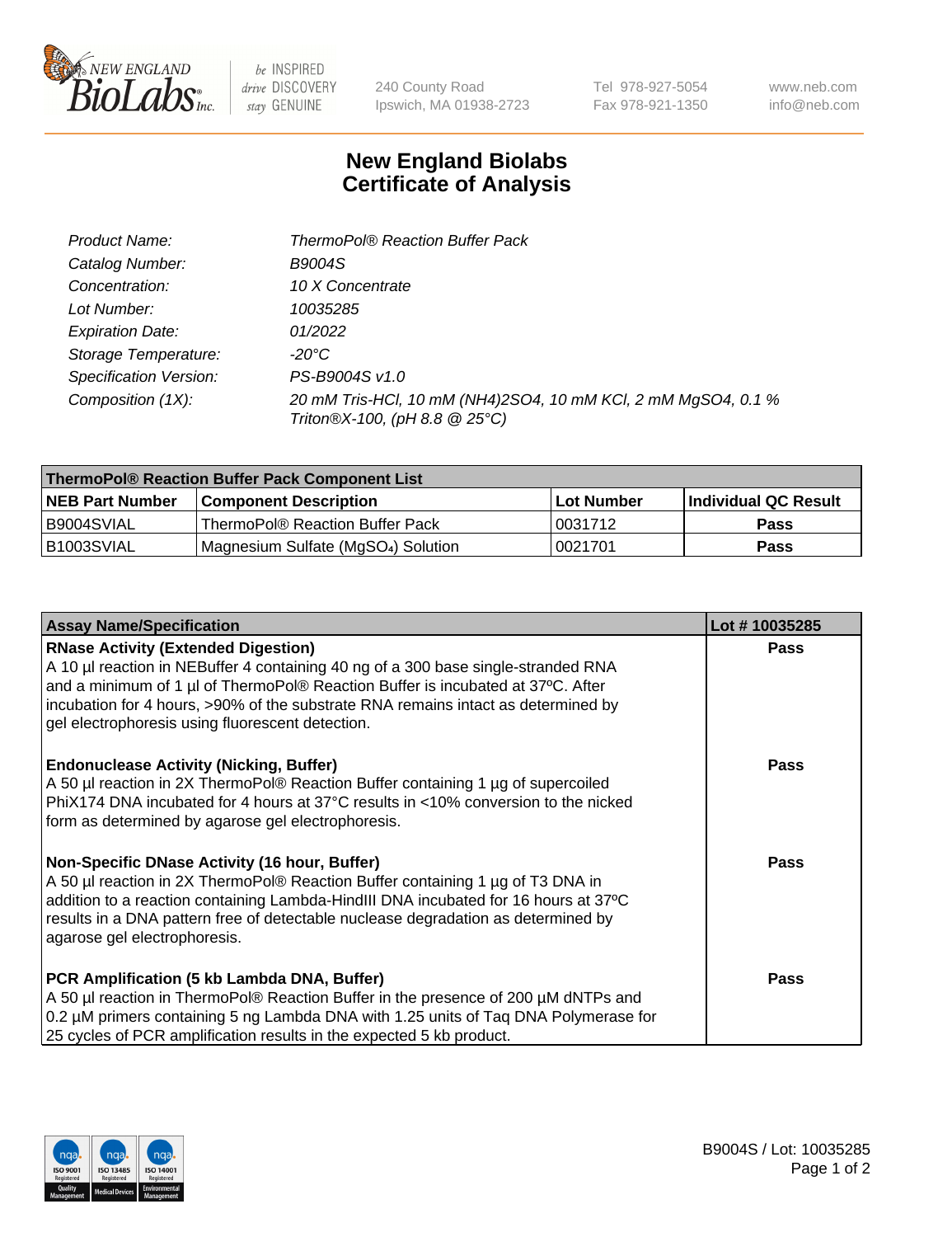# New England Biolabs
# Certificate of Analysis

| | |
|---|---|
| *Product Name:* | *ThermoPol® Reaction Buffer Pack* |
| *Catalog Number:* | *B9004S* |
| *Concentration:* | *10 X Concentrate* |
| *Lot Number:* | *10035285* |
| *Expiration Date:* | *01/2022* |
| *Storage Temperature:* | *-20°C* |
| *Specification Version:* | *PS-B9004S v1.0* |
| *Composition (1X):* | *20 mM Tris-HCl, 10 mM $(NH_4)_2SO_4$, 10 mM KCl, 2 mM $MgSO_4$, 0.1 % Triton®X-100, (pH 8.8 @ 25°C)* |

| ThermoPol® Reaction Buffer Pack Component List | | | |
|---|---|---|---|
| **NEB Part Number** | **Component Description** | **Lot Number** | **Individual QC Result** |
| B9004SVIAL | ThermoPol® Reaction Buffer Pack | 0031712 | **Pass** |
| B1003SVIAL | Magnesium Sulfate ($MgSO_4$) Solution | 0021701 | **Pass** |

| Assay Name/Specification | Lot # 10035285 |
|---|---|
| **RNase Activity (Extended Digestion)**<br>A 10 µl reaction in NEBuffer 4 containing 40 ng of a 300 base single-stranded RNA and a minimum of 1 µl of ThermoPol® Reaction Buffer is incubated at 37ºC. After incubation for 4 hours, >90% of the substrate RNA remains intact as determined by gel electrophoresis using fluorescent detection. | **Pass** |
| **Endonuclease Activity (Nicking, Buffer)**<br>A 50 µl reaction in 2X ThermoPol® Reaction Buffer containing 1 µg of supercoiled PhiX174 DNA incubated for 4 hours at 37°C results in <10% conversion to the nicked form as determined by agarose gel electrophoresis. | **Pass** |
| **Non-Specific DNase Activity (16 hour, Buffer)**<br>A 50 µl reaction in 2X ThermoPol® Reaction Buffer containing 1 µg of T3 DNA in addition to a reaction containing Lambda-HindIII DNA incubated for 16 hours at 37ºC results in a DNA pattern free of detectable nuclease degradation as determined by agarose gel electrophoresis. | **Pass** |
| **PCR Amplification (5 kb Lambda DNA, Buffer)**<br>A 50 µl reaction in ThermoPol® Reaction Buffer in the presence of 200 µM dNTPs and 0.2 µM primers containing 5 ng Lambda DNA with 1.25 units of Taq DNA Polymerase for 25 cycles of PCR amplification results in the expected 5 kb product. | **Pass** |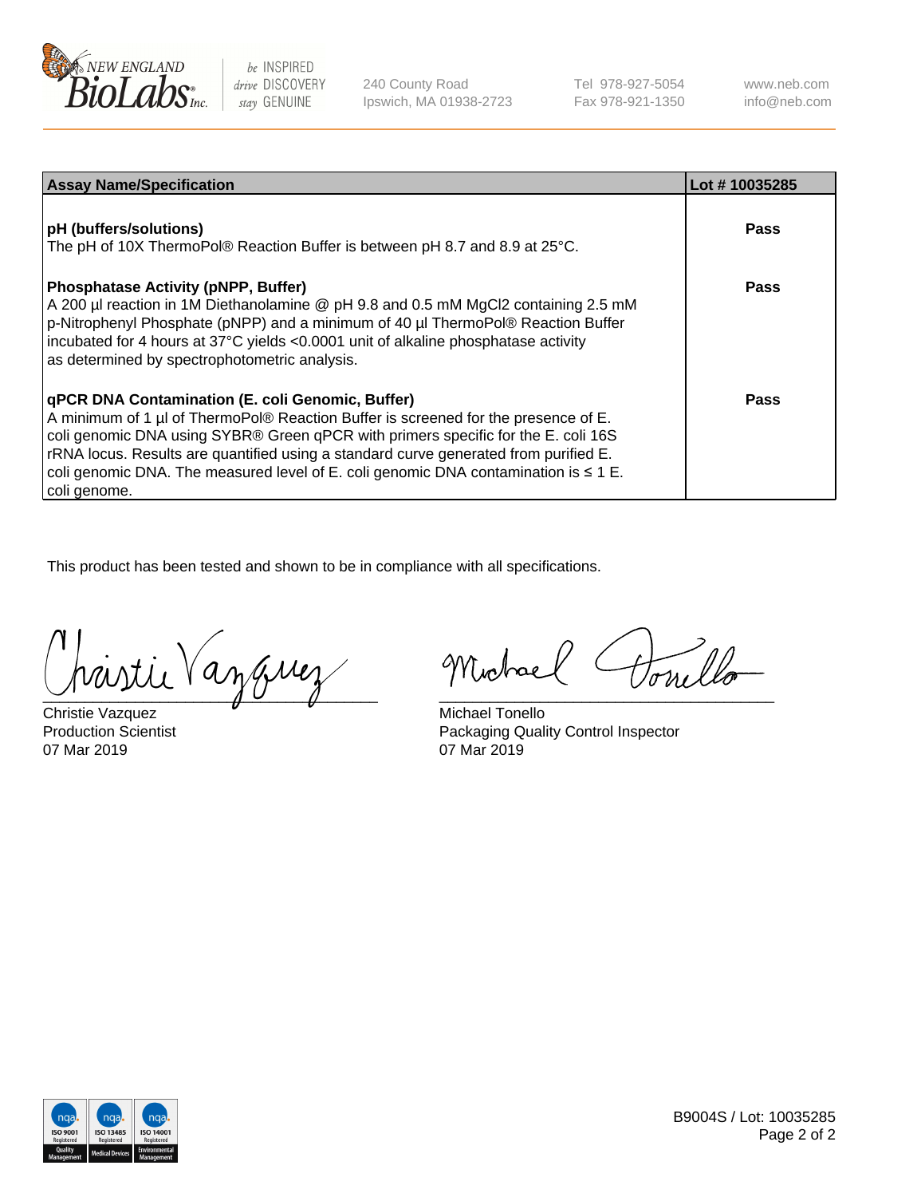New England BioLabs Inc. — be INSPIRED drive DISCOVERY stay GENUINE

240 County Road
Ipswich, MA 01938-2723

Tel 978-927-5054
Fax 978-921-1350

www.neb.com
info@neb.com

| Assay Name/Specification | Lot # 10035285 |
| --- | --- |
| **pH (buffers/solutions)**<br>The pH of 10X ThermoPol® Reaction Buffer is between pH 8.7 and 8.9 at 25°C. | **Pass** |
| **Phosphatase Activity (pNPP, Buffer)**<br>A 200 µl reaction in 1M Diethanolamine @ pH 9.8 and 0.5 mM $MgCl_2$ containing 2.5 mM p-Nitrophenyl Phosphate (pNPP) and a minimum of 40 µl ThermoPol® Reaction Buffer incubated for 4 hours at 37°C yields <0.0001 unit of alkaline phosphatase activity as determined by spectrophotometric analysis. | **Pass** |
| **qPCR DNA Contamination (E. coli Genomic, Buffer)**<br>A minimum of 1 µl of ThermoPol® Reaction Buffer is screened for the presence of E. coli genomic DNA using SYBR® Green qPCR with primers specific for the E. coli 16S rRNA locus. Results are quantified using a standard curve generated from purified E. coli genomic DNA. The measured level of E. coli genomic DNA contamination is ≤ 1 E. coli genome. | **Pass** |

This product has been tested and shown to be in compliance with all specifications.

Christie Vazquez
Production Scientist
07 Mar 2019

Michael Tonello
Packaging Quality Control Inspector
07 Mar 2019

B9004S / Lot: 10035285